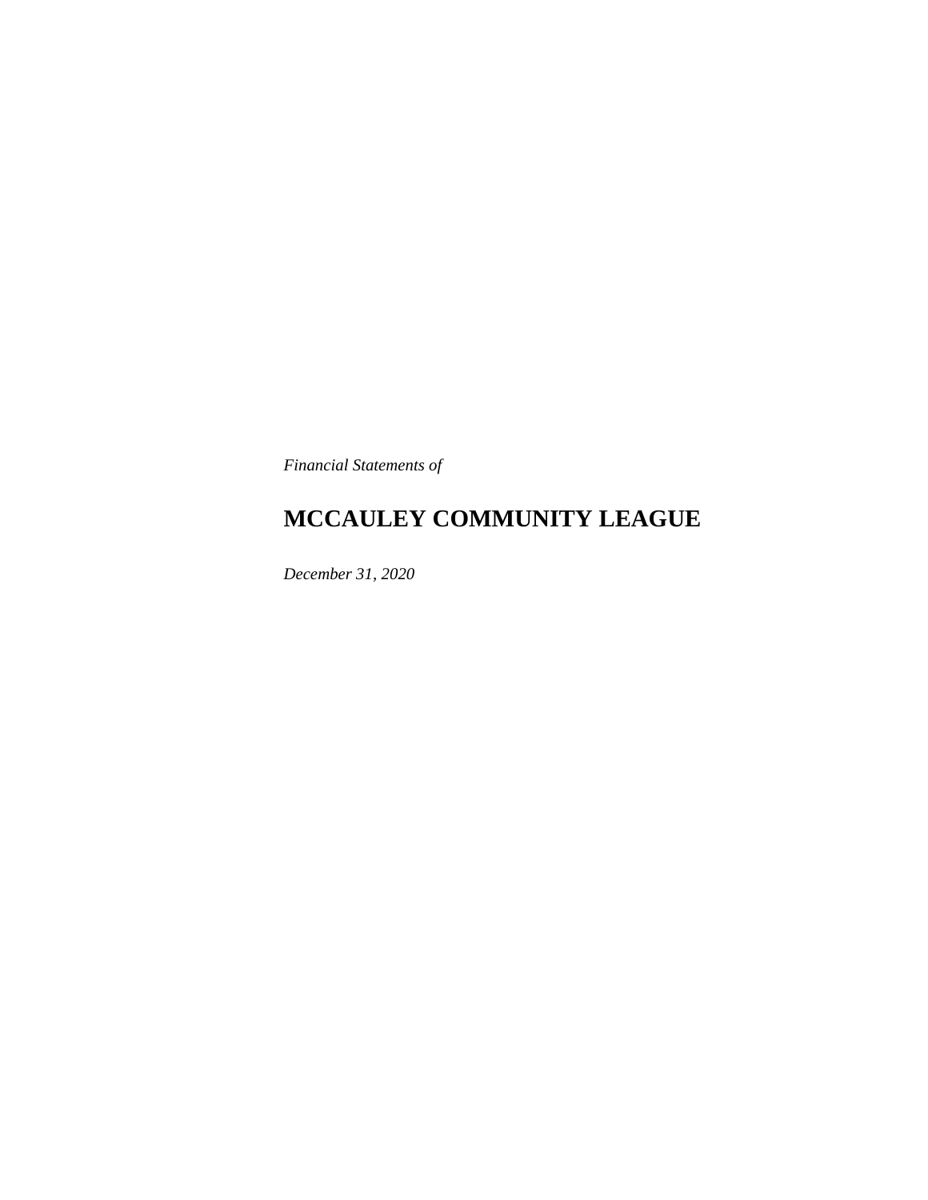*Financial Statements of*

# MCCAULEY COMMUNITY LEAGUE

*December 31, 2020*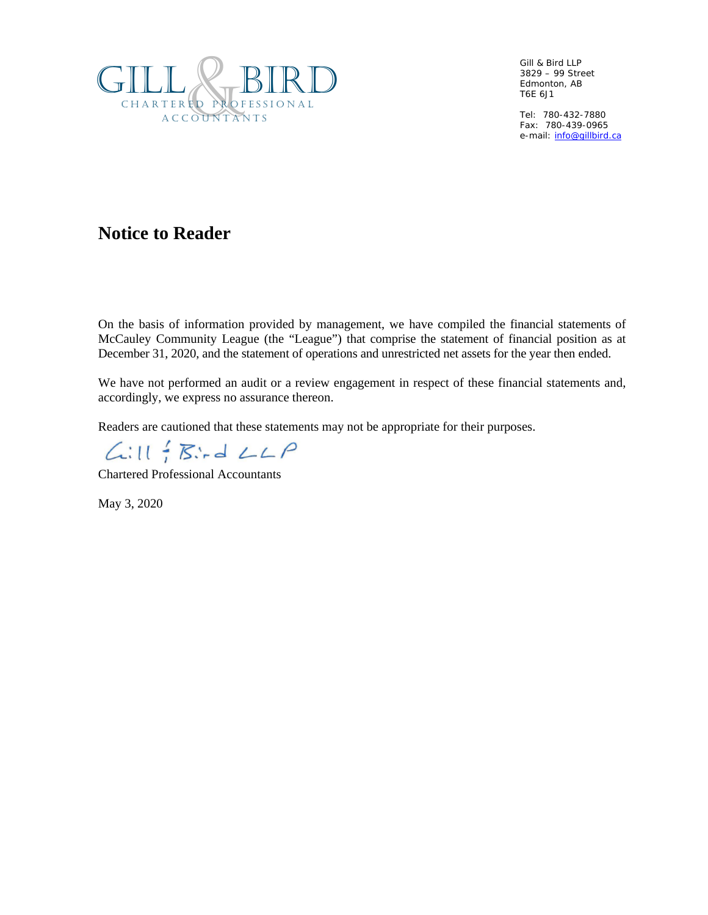GILL & BIRD
CHARTERED PROFESSIONAL ACCOUNTANTS

Gill & Bird LLP
3829 – 99 Street
Edmonton, AB
T6E 6J1

Tel: 780-432-7880
Fax: 780-439-0965
e-mail: info@gillbird.ca

# Notice to Reader

On the basis of information provided by management, we have compiled the financial statements of McCauley Community League (the "League") that comprise the statement of financial position as at December 31, 2020, and the statement of operations and unrestricted net assets for the year then ended.

We have not performed an audit or a review engagement in respect of these financial statements and, accordingly, we express no assurance thereon.

Readers are cautioned that these statements may not be appropriate for their purposes.

Gill & Bird LLP

Chartered Professional Accountants

May 3, 2020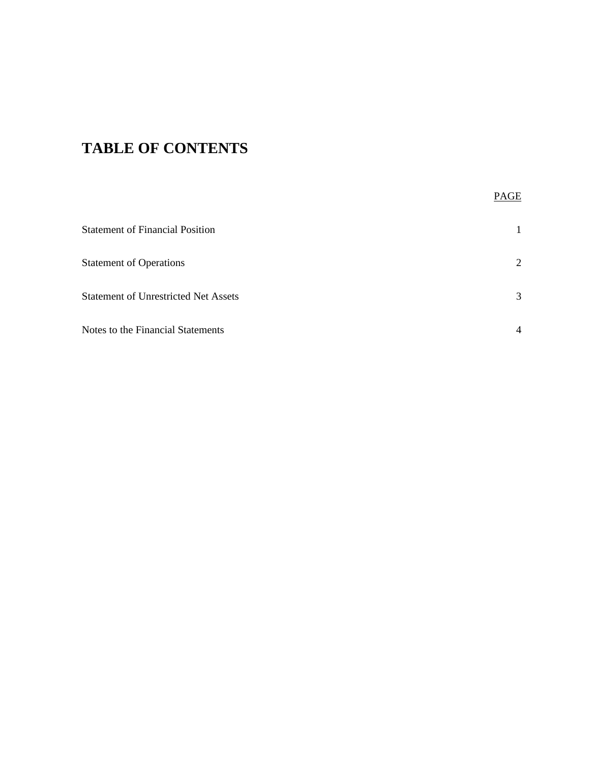# TABLE OF CONTENTS

| | PAGE |
|---|---|
| Statement of Financial Position | 1 |
| Statement of Operations | 2 |
| Statement of Unrestricted Net Assets | 3 |
| Notes to the Financial Statements | 4 |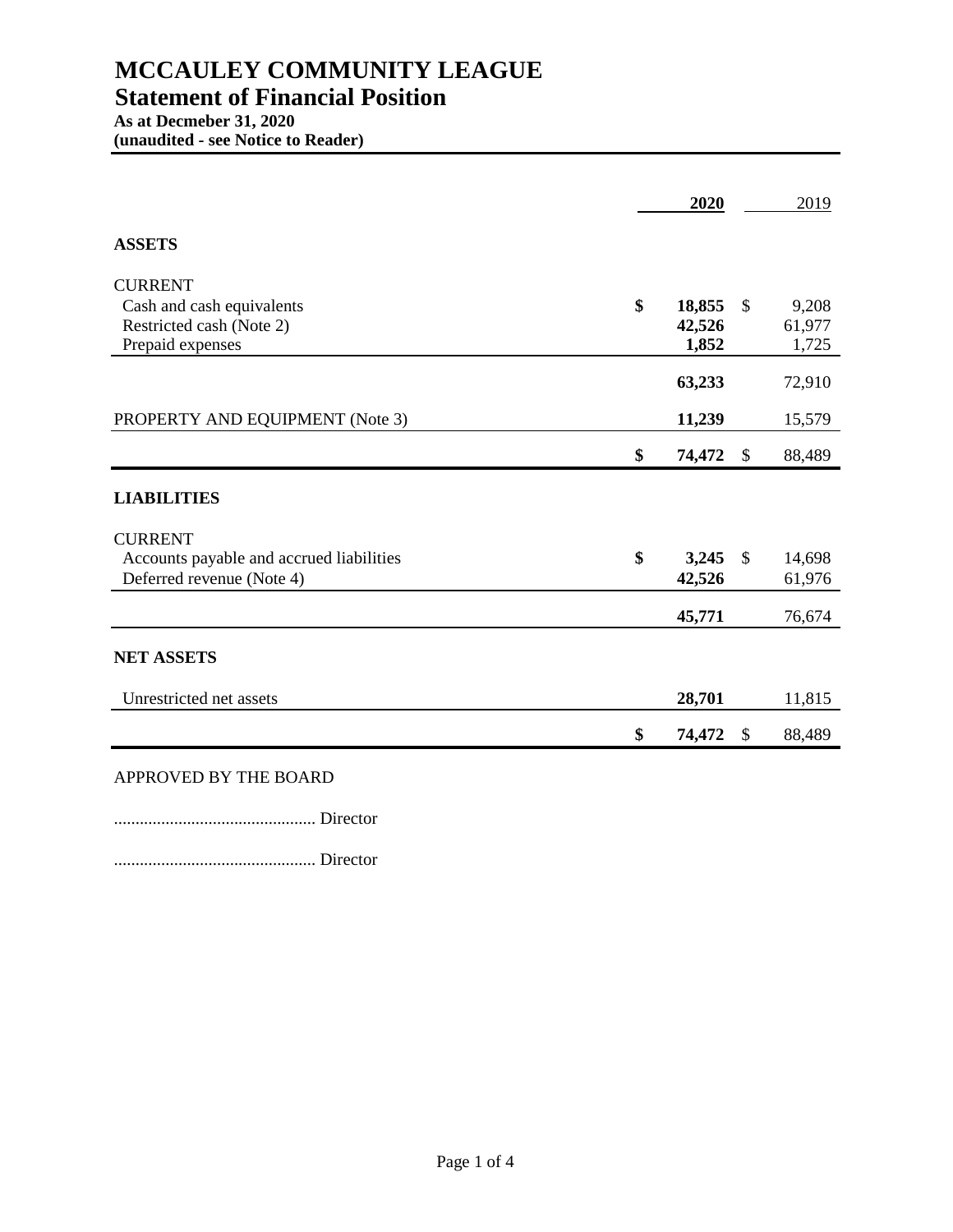# MCCAULEY COMMUNITY LEAGUE

## Statement of Financial Position

**As at Decmeber 31, 2020**
**(unaudited - see Notice to Reader)**

| | 2020 | 2019 |
|---|---|---|
| **ASSETS** | | |
| CURRENT | | |
| Cash and cash equivalents | **$ 18,855** | $ 9,208 |
| Restricted cash (Note 2) | **42,526** | 61,977 |
| Prepaid expenses | **1,852** | 1,725 |
| | **63,233** | 72,910 |
| PROPERTY AND EQUIPMENT (Note 3) | **11,239** | 15,579 |
| | **$ 74,472** | $ 88,489 |
| **LIABILITIES** | | |
| CURRENT | | |
| Accounts payable and accrued liabilities | **$ 3,245** | $ 14,698 |
| Deferred revenue (Note 4) | **42,526** | 61,976 |
| | **45,771** | 76,674 |
| **NET ASSETS** | | |
| Unrestricted net assets | **28,701** | 11,815 |
| | **$ 74,472** | $ 88,489 |

APPROVED BY THE BOARD

............................................... Director

............................................... Director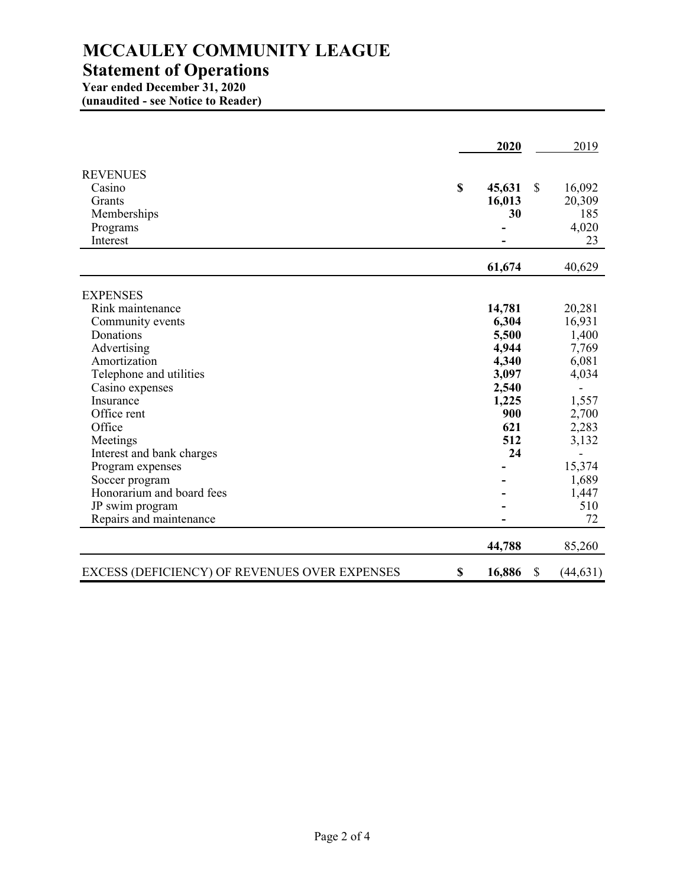# MCCAULEY COMMUNITY LEAGUE

## Statement of Operations

**Year ended December 31, 2020**
**(unaudited - see Notice to Reader)**

| | 2020 | 2019 |
|---|---|---|
| **REVENUES** | | |
| Casino | **$ 45,631** | $ 16,092 |
| Grants | **16,013** | 20,309 |
| Memberships | **30** | 185 |
| Programs | **-** | 4,020 |
| Interest | **-** | 23 |
| | **61,674** | 40,629 |
| **EXPENSES** | | |
| Rink maintenance | **14,781** | 20,281 |
| Community events | **6,304** | 16,931 |
| Donations | **5,500** | 1,400 |
| Advertising | **4,944** | 7,769 |
| Amortization | **4,340** | 6,081 |
| Telephone and utilities | **3,097** | 4,034 |
| Casino expenses | **2,540** | - |
| Insurance | **1,225** | 1,557 |
| Office rent | **900** | 2,700 |
| Office | **621** | 2,283 |
| Meetings | **512** | 3,132 |
| Interest and bank charges | **24** | - |
| Program expenses | **-** | 15,374 |
| Soccer program | **-** | 1,689 |
| Honorarium and board fees | **-** | 1,447 |
| JP swim program | **-** | 510 |
| Repairs and maintenance | **-** | 72 |
| | **44,788** | 85,260 |
| EXCESS (DEFICIENCY) OF REVENUES OVER EXPENSES | **$ 16,886** | $ (44,631) |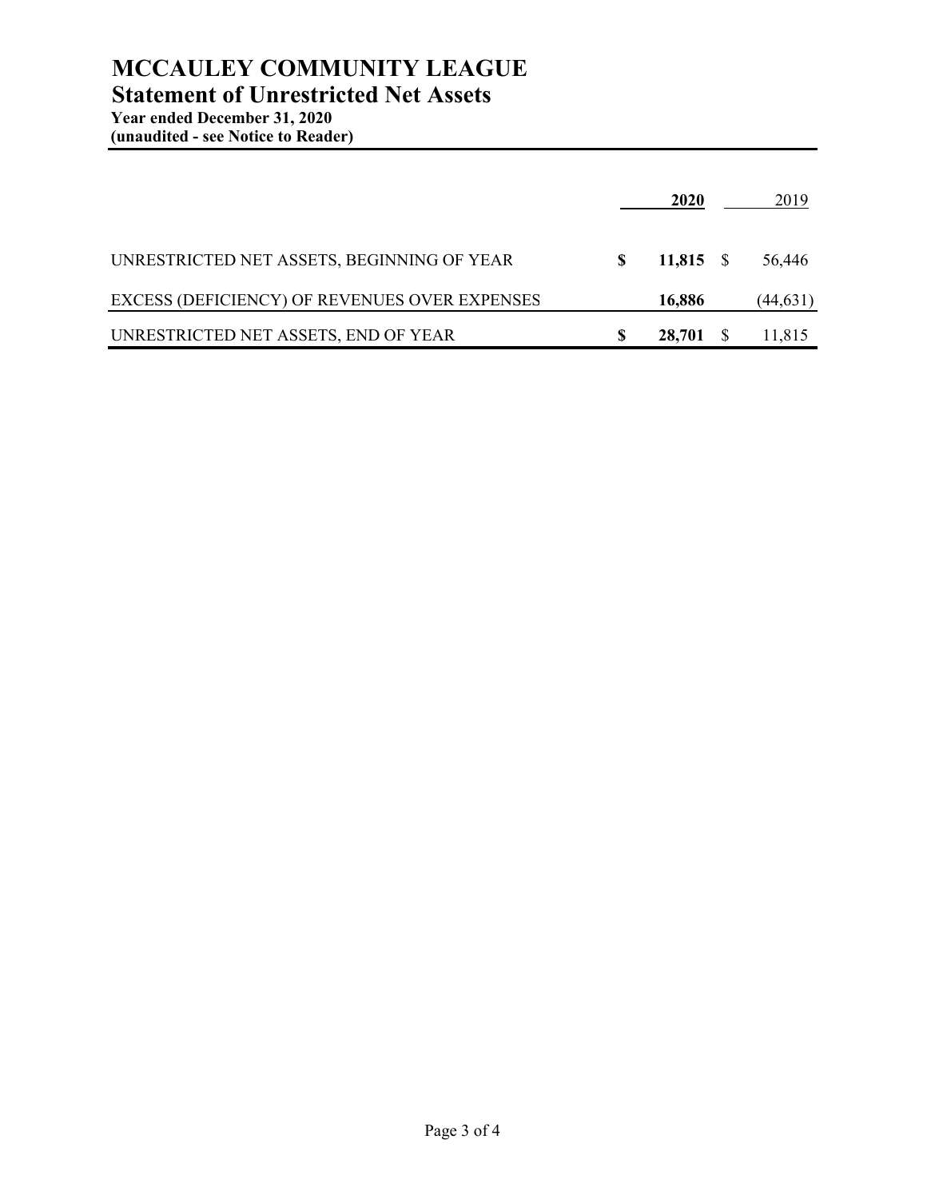# MCCAULEY COMMUNITY LEAGUE

## Statement of Unrestricted Net Assets

**Year ended December 31, 2020**
**(unaudited - see Notice to Reader)**

| | 2020 | 2019 |
|---|---|---|
| UNRESTRICTED NET ASSETS, BEGINNING OF YEAR | **$ 11,815** | $ 56,446 |
| EXCESS (DEFICIENCY) OF REVENUES OVER EXPENSES | **16,886** | (44,631) |
| UNRESTRICTED NET ASSETS, END OF YEAR | **$ 28,701** | $ 11,815 |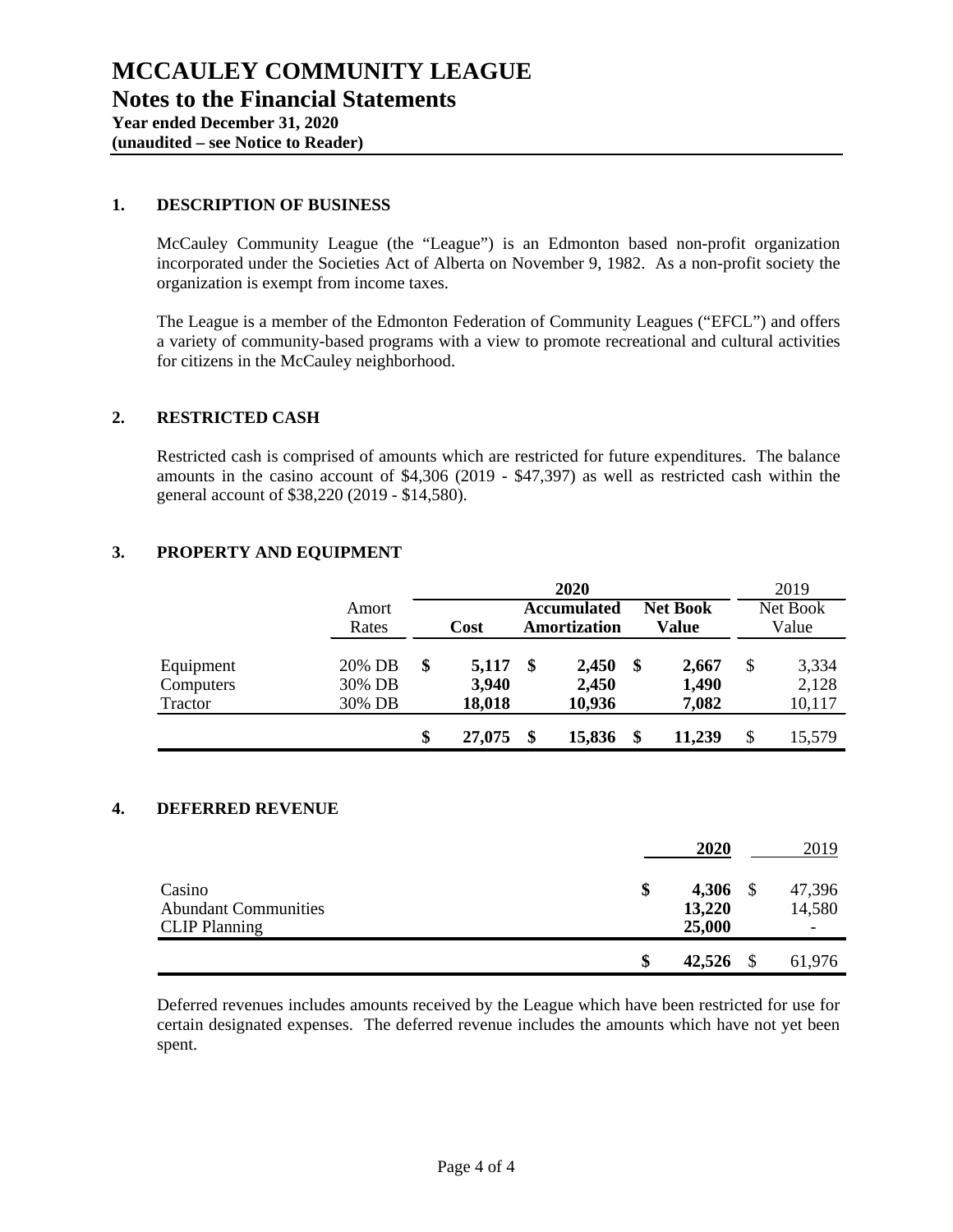# MCCAULEY COMMUNITY LEAGUE

## Notes to the Financial Statements

**Year ended December 31, 2020**
**(unaudited – see Notice to Reader)**

### 1. DESCRIPTION OF BUSINESS

McCauley Community League (the "League") is an Edmonton based non-profit organization incorporated under the Societies Act of Alberta on November 9, 1982. As a non-profit society the organization is exempt from income taxes.

The League is a member of the Edmonton Federation of Community Leagues ("EFCL") and offers a variety of community-based programs with a view to promote recreational and cultural activities for citizens in the McCauley neighborhood.

### 2. RESTRICTED CASH

Restricted cash is comprised of amounts which are restricted for future expenditures. The balance amounts in the casino account of $4,306 (2019 - $47,397) as well as restricted cash within the general account of $38,220 (2019 - $14,580).

### 3. PROPERTY AND EQUIPMENT

| | | 2020 | | | 2019 |
|---|---|---|---|---|---|
| | Amort Rates | **Cost** | **Accumulated Amortization** | **Net Book Value** | Net Book Value |
| Equipment | 20% DB | **$ 5,117** | **$ 2,450** | **$ 2,667** | $ 3,334 |
| Computers | 30% DB | **3,940** | **2,450** | **1,490** | 2,128 |
| Tractor | 30% DB | **18,018** | **10,936** | **7,082** | 10,117 |
| | | **$ 27,075** | **$ 15,836** | **$ 11,239** | $ 15,579 |

### 4. DEFERRED REVENUE

| | **2020** | 2019 |
|---|---|---|
| Casino | **$ 4,306** | $ 47,396 |
| Abundant Communities | **13,220** | 14,580 |
| CLIP Planning | **25,000** | - |
| | **$ 42,526** | $ 61,976 |

Deferred revenues includes amounts received by the League which have been restricted for use for certain designated expenses. The deferred revenue includes the amounts which have not yet been spent.